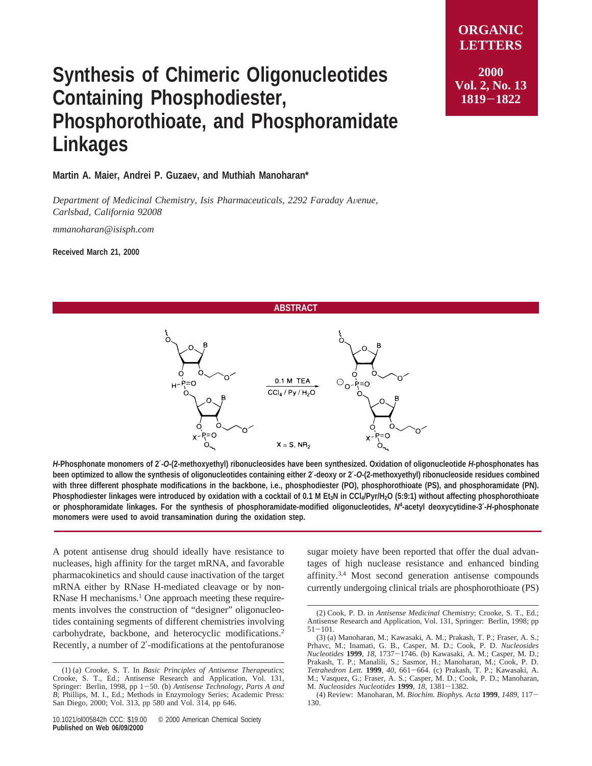# Synthesis of Chimeric Oligonucleotides Containing Phosphodiester, Phosphorothioate, and Phosphoramidate Linkages

**Martin A. Maier, Andrei P. Guzaev, and Muthiah Manoharan***

*Department of Medicinal Chemistry, Isis Pharmaceuticals, 2292 Faraday Avenue, Carlsbad, California 92008*

*mmanoharan@isisph.com*

**Received March 21, 2000**

## ABSTRACT

**_H_-Phosphonate monomers of 2′-_O_-(2-methoxyethyl) ribonucleosides have been synthesized. Oxidation of oligonucleotide _H_-phosphonates has been optimized to allow the synthesis of oligonucleotides containing either 2′-deoxy or 2′-_O_-(2-methoxyethyl) ribonucleoside residues combined with three different phosphate modifications in the backbone, i.e., phosphodiester (PO), phosphorothioate (PS), and phosphoramidate (PN). Phosphodiester linkages were introduced by oxidation with a cocktail of 0.1 M $Et_3N$ in $CCl_4$/Pyr/$H_2O$ (5:9:1) without affecting phosphorothioate or phosphoramidate linkages. For the synthesis of phosphoramidate-modified oligonucleotides, _N_[4]-acetyl deoxycytidine-3′-_H_-phosphonate monomers were used to avoid transamination during the oxidation step.**

A potent antisense drug should ideally have resistance to nucleases, high affinity for the target mRNA, and favorable pharmacokinetics and should cause inactivation of the target mRNA either by RNase H-mediated cleavage or by non-RNase H mechanisms.[1] One approach meeting these requirements involves the construction of "designer" oligonucleotides containing segments of different chemistries involving carbohydrate, backbone, and heterocyclic modifications.[2] Recently, a number of 2′-modifications at the pentofuranose sugar moiety have been reported that offer the dual advantages of high nuclease resistance and enhanced binding affinity.[3,4] Most second generation antisense compounds currently undergoing clinical trials are phosphorothioate (PS)

(1) (a) Crooke, S. T. In *Basic Principles of Antisense Therapeutics*; Crooke, S. T., Ed.; Antisense Research and Application, Vol. 131, Springer: Berlin, 1998, pp 1−50. (b) *Antisense Technology, Parts A and B*; Phillips, M. I., Ed.; Methods in Enzymology Series; Academic Press: San Diego, 2000; Vol. 313, pp 580 and Vol. 314, pp 646.

(2) Cook, P. D. in *Antisense Medicinal Chemistry*; Crooke, S. T., Ed.; Antisense Research and Application, Vol. 131, Springer: Berlin, 1998; pp 51−101.

(3) (a) Manoharan, M.; Kawasaki, A. M.; Prakash, T. P.; Fraser, A. S.; Prhavc, M.; Inamati, G. B., Casper, M. D.; Cook, P. D. *Nucleosides Nucleotides* **1999**, *18*, 1737−1746. (b) Kawasaki, A. M.; Casper, M. D.; Prakash, T. P.; Manalili, S.; Sasmor, H.; Manoharan, M.; Cook, P. D. *Tetrahedron Lett.* **1999**, *40*, 661−664. (c) Prakash, T. P.; Kawasaki, A. M.; Vasquez, G.; Fraser, A. S.; Casper, M. D.; Cook, P. D.; Manoharan, M. *Nucleosides Nucleotides* **1999**, *18*, 1381−1382.

(4) Review: Manoharan, M. *Biochim. Biophys. Acta* **1999**, *1489*, 117−130.

10.1021/ol005842h CCC: $19.00 © 2000 American Chemical Society
**Published on Web 06/09/2000**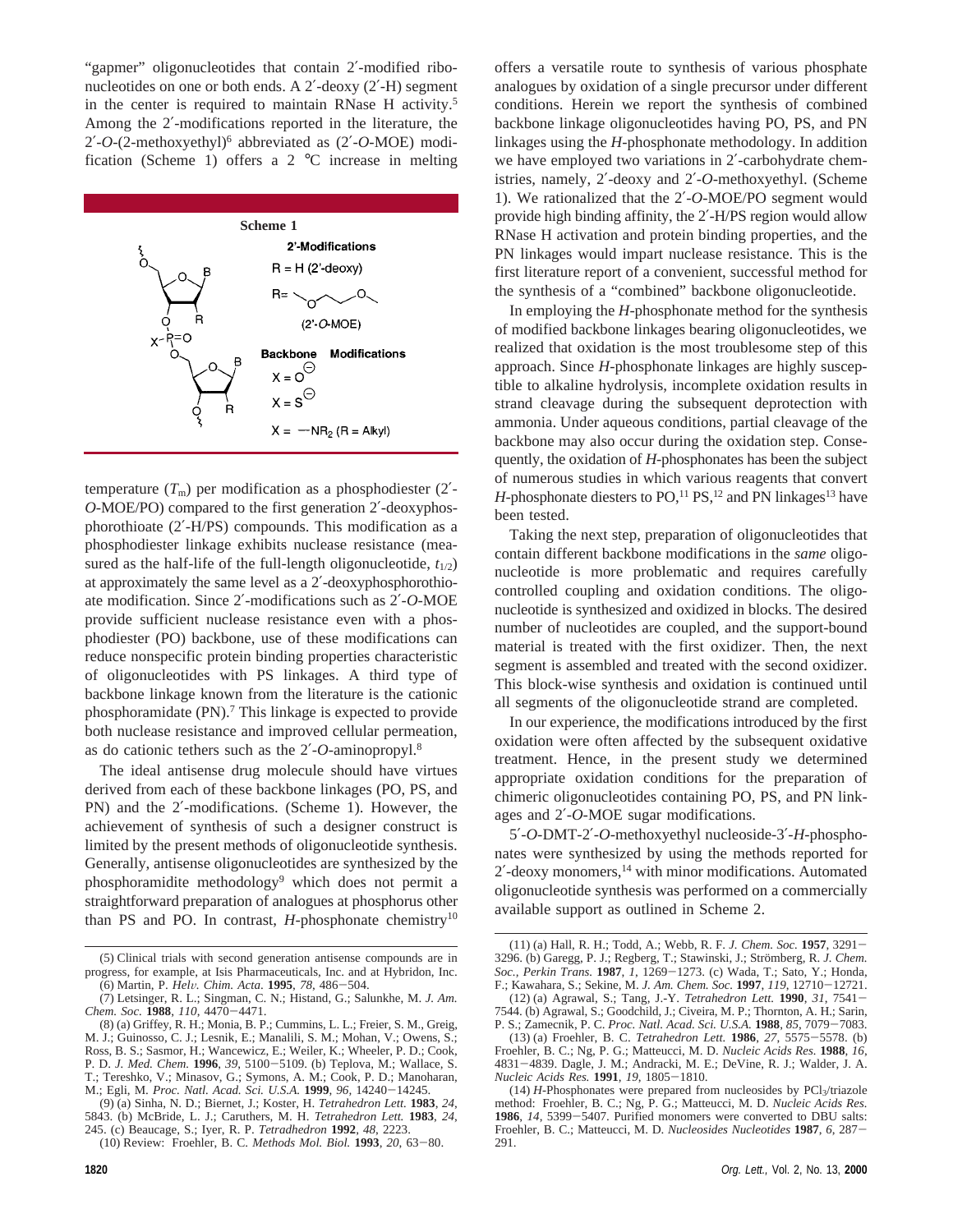"gapmer" oligonucleotides that contain 2′-modified ribonucleotides on one or both ends. A 2′-deoxy (2′-H) segment in the center is required to maintain RNase H activity.[5] Among the 2′-modifications reported in the literature, the 2′-*O*-(2-methoxyethyl)[6] abbreviated as (2′-*O*-MOE) modification (Scheme 1) offers a 2 °C increase in melting temperature ($T_m$) per modification as a phosphodiester (2′-*O*-MOE/PO) compared to the first generation 2′-deoxyphosphorothioate (2′-H/PS) compounds. This modification as a phosphodiester linkage exhibits nuclease resistance (measured as the half-life of the full-length oligonucleotide, $t_{1/2}$) at approximately the same level as a 2′-deoxyphosphorothioate modification. Since 2′-modifications such as 2′-*O*-MOE provide sufficient nuclease resistance even with a phosphodiester (PO) backbone, use of these modifications can reduce nonspecific protein binding properties characteristic of oligonucleotides with PS linkages. A third type of backbone linkage known from the literature is the cationic phosphoramidate (PN).[7] This linkage is expected to provide both nuclease resistance and improved cellular permeation, as do cationic tethers such as the 2′-*O*-aminopropyl.[8]

**Scheme 1**

2′-Modifications: R = H (2′-deoxy); R = $CH_2CH_2OCH_3$ via O (2′-*O*-MOE)

Backbone Modifications: X = $O^{\ominus}$; X = $S^{\ominus}$; X = —$NR_2$ (R = Alkyl)

The ideal antisense drug molecule should have virtues derived from each of these backbone linkages (PO, PS, and PN) and the 2′-modifications. (Scheme 1). However, the achievement of synthesis of such a designer construct is limited by the present methods of oligonucleotide synthesis. Generally, antisense oligonucleotides are synthesized by the phosphoramidite methodology[9] which does not permit a straightforward preparation of analogues at phosphorus other than PS and PO. In contrast, *H*-phosphonate chemistry[10] offers a versatile route to synthesis of various phosphate analogues by oxidation of a single precursor under different conditions. Herein we report the synthesis of combined backbone linkage oligonucleotides having PO, PS, and PN linkages using the *H*-phosphonate methodology. In addition we have employed two variations in 2′-carbohydrate chemistries, namely, 2′-deoxy and 2′-*O*-methoxyethyl. (Scheme 1). We rationalized that the 2′-*O*-MOE/PO segment would provide high binding affinity, the 2′-H/PS region would allow RNase H activation and protein binding properties, and the PN linkages would impart nuclease resistance. This is the first literature report of a convenient, successful method for the synthesis of a "combined" backbone oligonucleotide.

In employing the *H*-phosphonate method for the synthesis of modified backbone linkages bearing oligonucleotides, we realized that oxidation is the most troublesome step of this approach. Since *H*-phosphonate linkages are highly susceptible to alkaline hydrolysis, incomplete oxidation results in strand cleavage during the subsequent deprotection with ammonia. Under aqueous conditions, partial cleavage of the backbone may also occur during the oxidation step. Consequently, the oxidation of *H*-phosphonates has been the subject of numerous studies in which various reagents that convert *H*-phosphonate diesters to PO,[11] PS,[12] and PN linkages[13] have been tested.

Taking the next step, preparation of oligonucleotides that contain different backbone modifications in the *same* oligonucleotide is more problematic and requires carefully controlled coupling and oxidation conditions. The oligonucleotide is synthesized and oxidized in blocks. The desired number of nucleotides are coupled, and the support-bound material is treated with the first oxidizer. Then, the next segment is assembled and treated with the second oxidizer. This block-wise synthesis and oxidation is continued until all segments of the oligonucleotide strand are completed.

In our experience, the modifications introduced by the first oxidation were often affected by the subsequent oxidative treatment. Hence, in the present study we determined appropriate oxidation conditions for the preparation of chimeric oligonucleotides containing PO, PS, and PN linkages and 2′-*O*-MOE sugar modifications.

5′-*O*-DMT-2′-*O*-methoxyethyl nucleoside-3′-*H*-phosphonates were synthesized by using the methods reported for 2′-deoxy monomers,[14] with minor modifications. Automated oligonucleotide synthesis was performed on a commercially available support as outlined in Scheme 2.

(5) Clinical trials with second generation antisense compounds are in progress, for example, at Isis Pharmaceuticals, Inc. and at Hybridon, Inc.

(6) Martin, P. *Helv. Chim. Acta.* **1995**, *78*, 486–504.

(7) Letsinger, R. L.; Singman, C. N.; Histand, G.; Salunkhe, M. *J. Am. Chem. Soc.* **1988**, *110*, 4470–4471.

(8) (a) Griffey, R. H.; Monia, B. P.; Cummins, L. L.; Freier, S. M., Greig, M. J.; Guinosso, C. J.; Lesnik, E.; Manalili, S. M.; Mohan, V.; Owens, S.; Ross, B. S.; Sasmor, H.; Wancewicz, E.; Weiler, K.; Wheeler, P. D.; Cook, P. D. *J. Med. Chem.* **1996**, *39*, 5100–5109. (b) Teplova, M.; Wallace, S. T.; Tereshko, V.; Minasov, G.; Symons, A. M.; Cook, P. D.; Manoharan, M.; Egli, M. *Proc. Natl. Acad. Sci. U.S.A.* **1999**, *96*, 14240–14245.

(9) (a) Sinha, N. D.; Biernet, J.; Koster, H. *Tetrahedron Lett.* **1983**, *24*, 5843. (b) McBride, L. J.; Caruthers, M. H. *Tetrahedron Lett.* **1983**, *24*, 245. (c) Beaucage, S.; Iyer, R. P. *Tetradhedron* **1992**, *48*, 2223.

(10) Review: Froehler, B. C. *Methods Mol. Biol.* **1993**, *20*, 63–80.

(11) (a) Hall, R. H.; Todd, A.; Webb, R. F. *J. Chem. Soc.* **1957**, 3291–3296. (b) Garegg, P. J.; Regberg, T.; Stawinski, J.; Strömberg, R. *J. Chem. Soc., Perkin Trans.* **1987**, *1*, 1269–1273. (c) Wada, T.; Sato, Y.; Honda, F.; Kawahara, S.; Sekine, M. *J. Am. Chem. Soc.* **1997**, *119*, 12710–12721.

(12) (a) Agrawal, S.; Tang, J.-Y. *Tetrahedron Lett.* **1990**, *31*, 7541–7544. (b) Agrawal, S.; Goodchild, J.; Civeira, M. P.; Thornton, A. H.; Sarin, P. S.; Zamecnik, P. C. *Proc. Natl. Acad. Sci. U.S.A.* **1988**, *85*, 7079–7083.

(13) (a) Froehler, B. C. *Tetrahedron Lett.* **1986**, *27*, 5575–5578. (b) Froehler, B. C.; Ng, P. G.; Matteucci, M. D. *Nucleic Acids Res.* **1988**, *16*, 4831–4839. Dagle, J. M.; Andracki, M. E.; DeVine, R. J.; Walder, J. A. *Nucleic Acids Res.* **1991**, *19*, 1805–1810.

(14) *H*-Phosphonates were prepared from nucleosides by $PCl_3$/triazole method: Froehler, B. C.; Ng, P. G.; Matteucci, M. D. *Nucleic Acids Res.* **1986**, *14*, 5399–5407. Purified monomers were converted to DBU salts: Froehler, B. C.; Matteucci, M. D. *Nucleosides Nucleotides* **1987**, *6*, 287–291.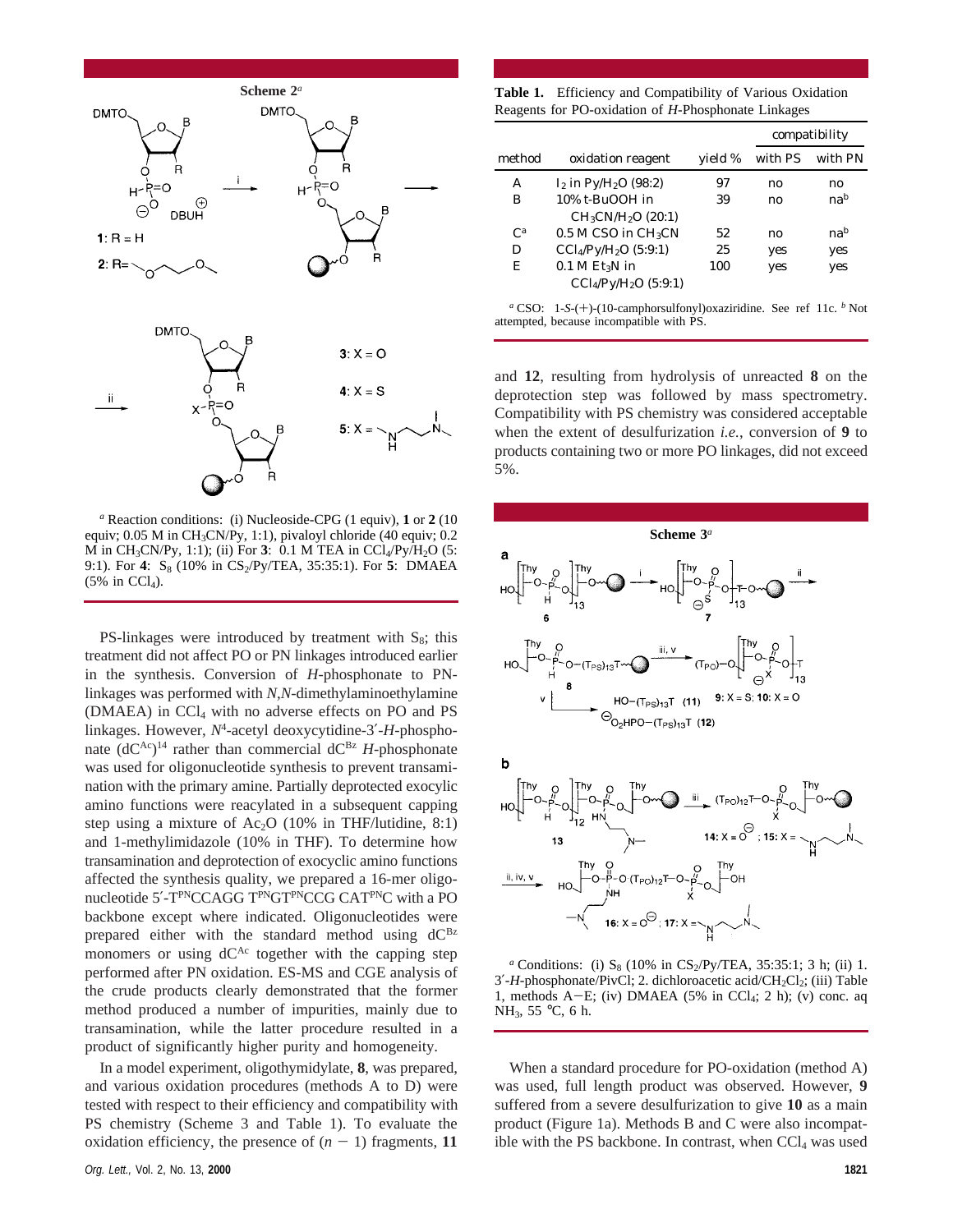**Scheme 2**[a]

[a] Reaction conditions: (i) Nucleoside-CPG (1 equiv), **1** or **2** (10 equiv; 0.05 M in $CH_3CN$/Py, 1:1), pivaloyl chloride (40 equiv; 0.2 M in $CH_3CN$/Py, 1:1); (ii) For **3**: 0.1 M TEA in $CCl_4$/Py/$H_2O$ (5:9:1). For **4**: $S_8$ (10% in $CS_2$/Py/TEA, 35:35:1). For **5**: DMAEA (5% in $CCl_4$).

PS-linkages were introduced by treatment with $S_8$; this treatment did not affect PO or PN linkages introduced earlier in the synthesis. Conversion of *H*-phosphonate to PN-linkages was performed with *N*,*N*-dimethylaminoethylamine (DMAEA) in $CCl_4$ with no adverse effects on PO and PS linkages. However, $N^4$-acetyl deoxycytidine-3′-*H*-phosphonate ($dC^{Ac}$)[14] rather than commercial $dC^{Bz}$ *H*-phosphonate was used for oligonucleotide synthesis to prevent transamination with the primary amine. Partially deprotected exocyclic amino functions were reacylated in a subsequent capping step using a mixture of $Ac_2O$ (10% in THF/lutidine, 8:1) and 1-methylimidazole (10% in THF). To determine how transamination and deprotection of exocyclic amino functions affected the synthesis quality, we prepared a 16-mer oligonucleotide 5′-$T^{PN}$CCAGG $T^{PN}$G$T^{PN}$CCG CA$T^{PN}$C with a PO backbone except where indicated. Oligonucleotides were prepared either with the standard method using $dC^{Bz}$ monomers or using $dC^{Ac}$ together with the capping step performed after PN oxidation. ES-MS and CGE analysis of the crude products clearly demonstrated that the former method produced a number of impurities, mainly due to transamination, while the latter procedure resulted in a product of significantly higher purity and homogeneity.

In a model experiment, oligothymidylate, **8**, was prepared, and various oxidation procedures (methods A to D) were tested with respect to their efficiency and compatibility with PS chemistry (Scheme 3 and Table 1). To evaluate the oxidation efficiency, the presence of ($n - 1$) fragments, **11** and **12**, resulting from hydrolysis of unreacted **8** on the deprotection step was followed by mass spectrometry. Compatibility with PS chemistry was considered acceptable when the extent of desulfurization *i.e.*, conversion of **9** to products containing two or more PO linkages, did not exceed 5%.

**Table 1.** Efficiency and Compatibility of Various Oxidation Reagents for PO-oxidation of *H*-Phosphonate Linkages

| method | oxidation reagent | yield % | compatibility with PS | compatibility with PN |
|---|---|---|---|---|
| A | $I_2$ in Py/$H_2O$ (98:2) | 97 | no | no |
| B | 10% t-BuOOH in $CH_3CN$/$H_2O$ (20:1) | 39 | no | na[b] |
| C[a] | 0.5 M CSO in $CH_3CN$ | 52 | no | na[b] |
| D | $CCl_4$/Py/$H_2O$ (5:9:1) | 25 | yes | yes |
| E | 0.1 M $Et_3N$ in $CCl_4$/Py/$H_2O$ (5:9:1) | 100 | yes | yes |

[a] CSO: 1-*S*-(+)-(10-camphorsulfonyl)oxaziridine. See ref 11c. [b] Not attempted, because incompatible with PS.

**Scheme 3**[a]

[a] Conditions: (i) $S_8$ (10% in $CS_2$/Py/TEA, 35:35:1; 3 h; (ii) 1. 3′-*H*-phosphonate/PivCl; 2. dichloroacetic acid/$CH_2Cl_2$; (iii) Table 1, methods A–E; (iv) DMAEA (5% in $CCl_4$; 2 h); (v) conc. aq $NH_3$, 55 °C, 6 h.

When a standard procedure for PO-oxidation (method A) was used, full length product was observed. However, **9** suffered from a severe desulfurization to give **10** as a main product (Figure 1a). Methods B and C were also incompatible with the PS backbone. In contrast, when $CCl_4$ was used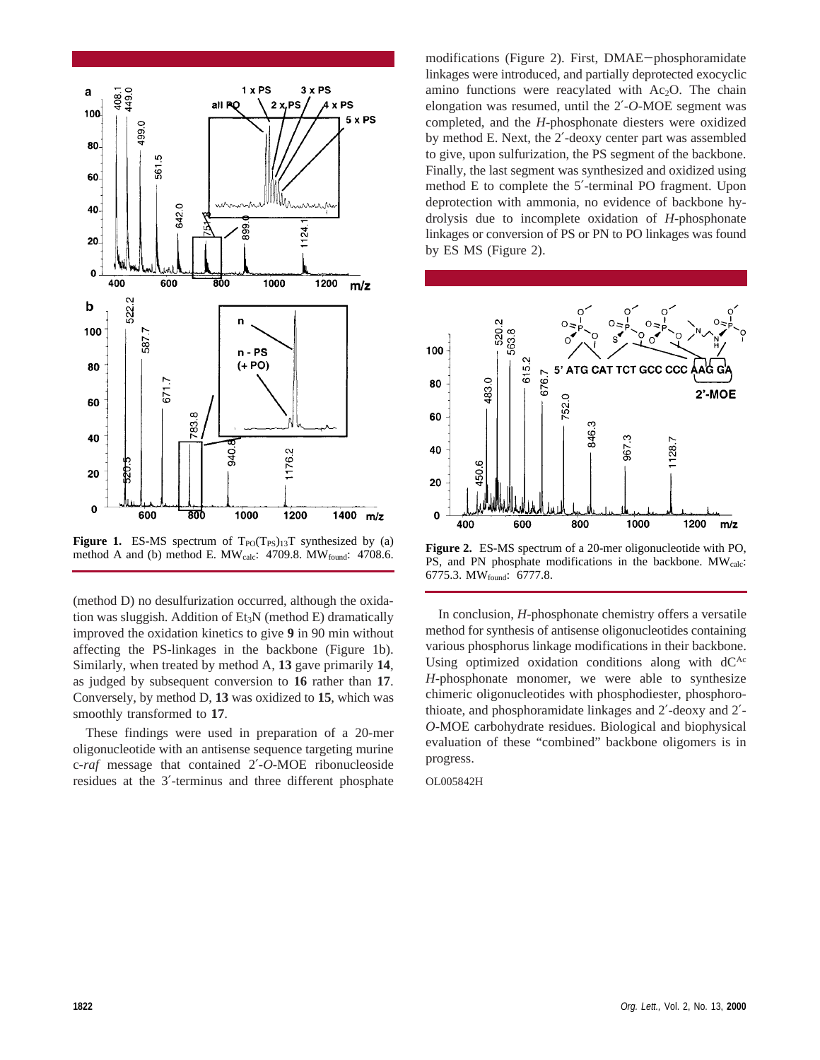a

all PO

1 x PS

2 x PS

3 x PS

4 x PS

5 x PS

408.1
449.0
499.0
561.5
642.0
751.3
899.0
1124.1

m/z

b

n

n - PS
(+ PO)

522.2
587.7
671.7
783.8
940.8
1176.2
520.5

m/z

**Figure 1.** ES-MS spectrum of $T_{PO}(T_{PS})_{13}T$ synthesized by (a) method A and (b) method E. $MW_{calc}$: 4709.8. $MW_{found}$: 4708.6.

(method D) no desulfurization occurred, although the oxidation was sluggish. Addition of $Et_3N$ (method E) dramatically improved the oxidation kinetics to give **9** in 90 min without affecting the PS-linkages in the backbone (Figure 1b). Similarly, when treated by method A, **13** gave primarily **14**, as judged by subsequent conversion to **16** rather than **17**. Conversely, by method D, **13** was oxidized to **15**, which was smoothly transformed to **17**.

These findings were used in preparation of a 20-mer oligonucleotide with an antisense sequence targeting murine c-*raf* message that contained 2′-*O*-MOE ribonucleoside residues at the 3′-terminus and three different phosphate modifications (Figure 2). First, DMAE−phosphoramidate linkages were introduced, and partially deprotected exocyclic amino functions were reacylated with $Ac_2O$. The chain elongation was resumed, until the 2′-*O*-MOE segment was completed, and the *H*-phosphonate diesters were oxidized by method E. Next, the 2′-deoxy center part was assembled to give, upon sulfurization, the PS segment of the backbone. Finally, the last segment was synthesized and oxidized using method E to complete the 5′-terminal PO fragment. Upon deprotection with ammonia, no evidence of backbone hydrolysis due to incomplete oxidation of *H*-phosphonate linkages or conversion of PS or PN to PO linkages was found by ES MS (Figure 2).

5′ ATG CAT TCT GCC CCC AAG GA

2′-MOE

520.2
563.8
483.0
615.2
676.7
752.0
846.3
967.3
1128.7
450.6

m/z

**Figure 2.** ES-MS spectrum of a 20-mer oligonucleotide with PO, PS, and PN phosphate modifications in the backbone. $MW_{calc}$: 6775.3. $MW_{found}$: 6777.8.

In conclusion, *H*-phosphonate chemistry offers a versatile method for synthesis of antisense oligonucleotides containing various phosphorus linkage modifications in their backbone. Using optimized oxidation conditions along with $dC^{Ac}$ *H*-phosphonate monomer, we were able to synthesize chimeric oligonucleotides with phosphodiester, phosphorothioate, and phosphoramidate linkages and 2′-deoxy and 2′-*O*-MOE carbohydrate residues. Biological and biophysical evaluation of these "combined" backbone oligomers is in progress.

OL005842H